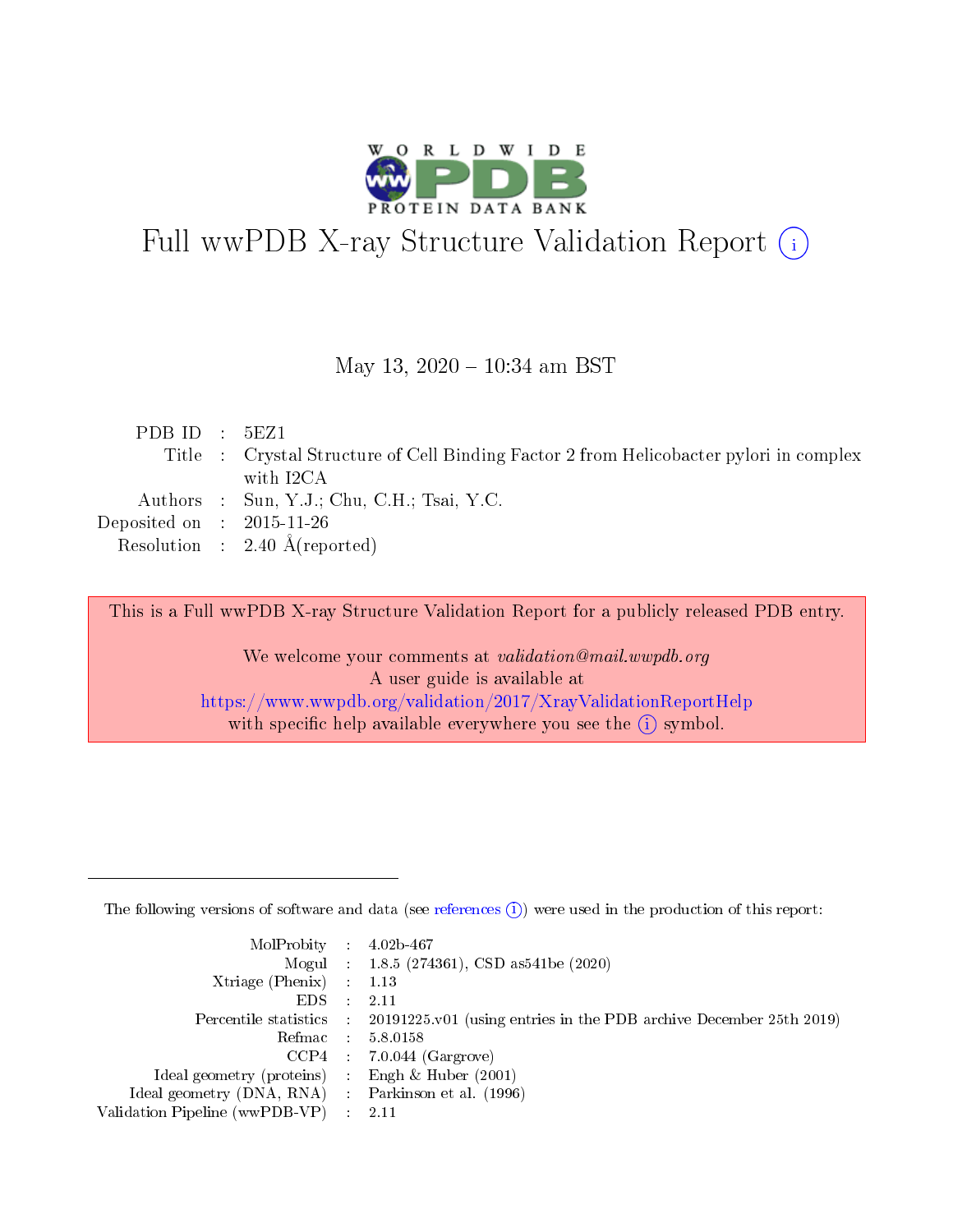# Full wwPDB X-ray Structure Validation Report (i)

May 13, 2020 – 10:34 am BST

| | | |
|---|---|---|
| PDB ID | : | 5EZ1 |
| Title | : | Crystal Structure of Cell Binding Factor 2 from Helicobacter pylori in complex with I2CA |
| Authors | : | Sun, Y.J.; Chu, C.H.; Tsai, Y.C. |
| Deposited on | : | 2015-11-26 |
| Resolution | : | 2.40 Å(reported) |

This is a Full wwPDB X-ray Structure Validation Report for a publicly released PDB entry.

We welcome your comments at *validation@mail.wwpdb.org*
A user guide is available at
https://www.wwpdb.org/validation/2017/XrayValidationReportHelp
with specific help available everywhere you see the (i) symbol.

---

The following versions of software and data (see references (i)) were used in the production of this report:

| | | |
|---|---|---|
| MolProbity | : | 4.02b-467 |
| Mogul | : | 1.8.5 (274361), CSD as541be (2020) |
| Xtriage (Phenix) | : | 1.13 |
| EDS | : | 2.11 |
| Percentile statistics | : | 20191225.v01 (using entries in the PDB archive December 25th 2019) |
| Refmac | : | 5.8.0158 |
| CCP4 | : | 7.0.044 (Gargrove) |
| Ideal geometry (proteins) | : | Engh & Huber (2001) |
| Ideal geometry (DNA, RNA) | : | Parkinson et al. (1996) |
| Validation Pipeline (wwPDB-VP) | : | 2.11 |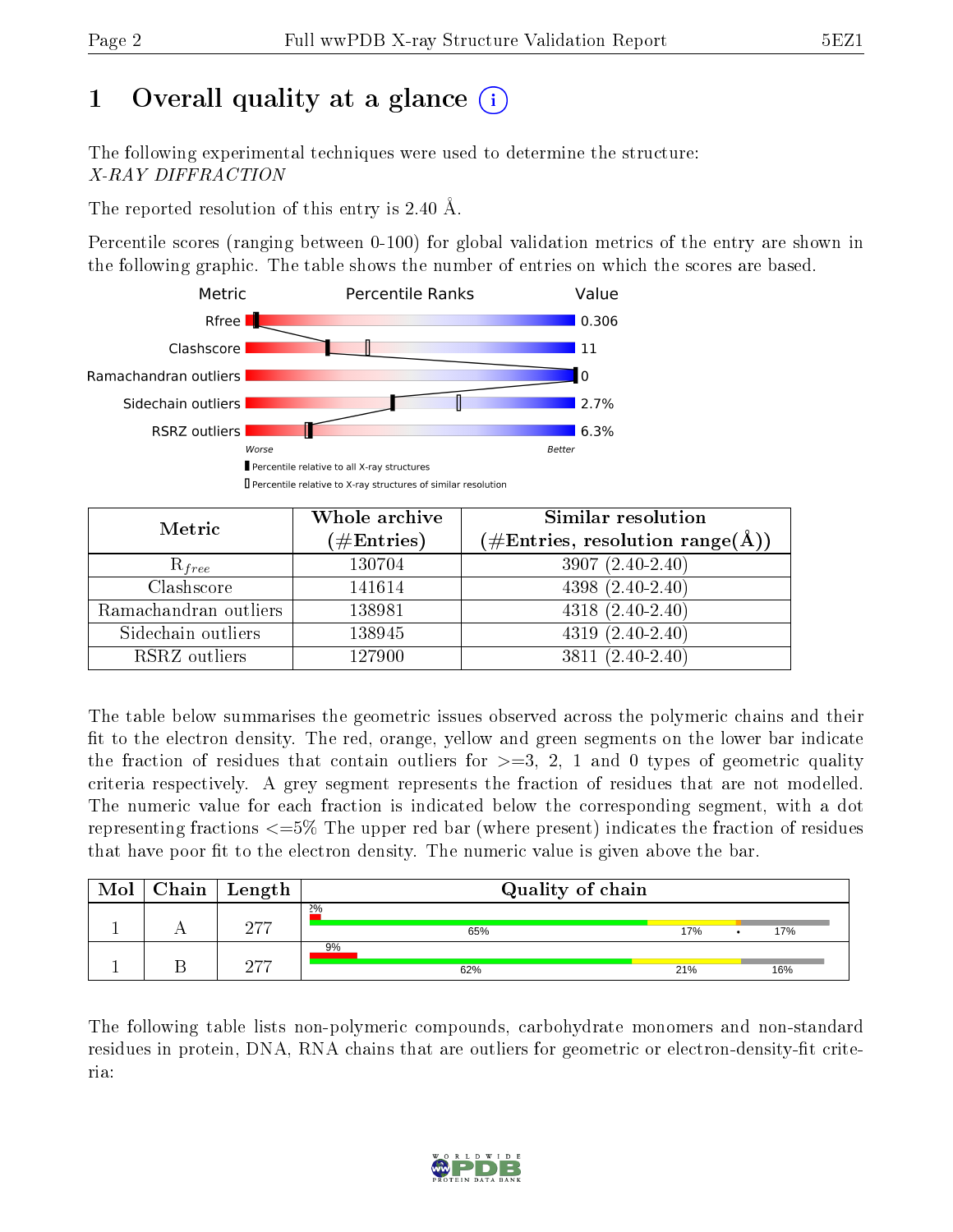# 1 Overall quality at a glance (i)

The following experimental techniques were used to determine the structure:
*X-RAY DIFFRACTION*

The reported resolution of this entry is 2.40 Å.

Percentile scores (ranging between 0-100) for global validation metrics of the entry are shown in the following graphic. The table shows the number of entries on which the scores are based.

| Metric | Value |
|---|---|
| Rfree | 0.306 |
| Clashscore | 11 |
| Ramachandran outliers | 0 |
| Sidechain outliers | 2.7% |
| RSRZ outliers | 6.3% |

Worse — Better

▮ Percentile relative to all X-ray structures
▯ Percentile relative to X-ray structures of similar resolution

| Metric | Whole archive (#Entries) | Similar resolution (#Entries, resolution range(Å)) |
|---|---|---|
| $R_{free}$ | 130704 | 3907 (2.40-2.40) |
| Clashscore | 141614 | 4398 (2.40-2.40) |
| Ramachandran outliers | 138981 | 4318 (2.40-2.40) |
| Sidechain outliers | 138945 | 4319 (2.40-2.40) |
| RSRZ outliers | 127900 | 3811 (2.40-2.40) |

The table below summarises the geometric issues observed across the polymeric chains and their fit to the electron density. The red, orange, yellow and green segments on the lower bar indicate the fraction of residues that contain outliers for >=3, 2, 1 and 0 types of geometric quality criteria respectively. A grey segment represents the fraction of residues that are not modelled. The numeric value for each fraction is indicated below the corresponding segment, with a dot representing fractions <=5% The upper red bar (where present) indicates the fraction of residues that have poor fit to the electron density. The numeric value is given above the bar.

| Mol | Chain | Length | Quality of chain |
|---|---|---|---|
| 1 | A | 277 | 2%; 65%, 17%, •, 17% |
| 1 | B | 277 | 9%; 62%, 21%, 16% |

The following table lists non-polymeric compounds, carbohydrate monomers and non-standard residues in protein, DNA, RNA chains that are outliers for geometric or electron-density-fit criteria: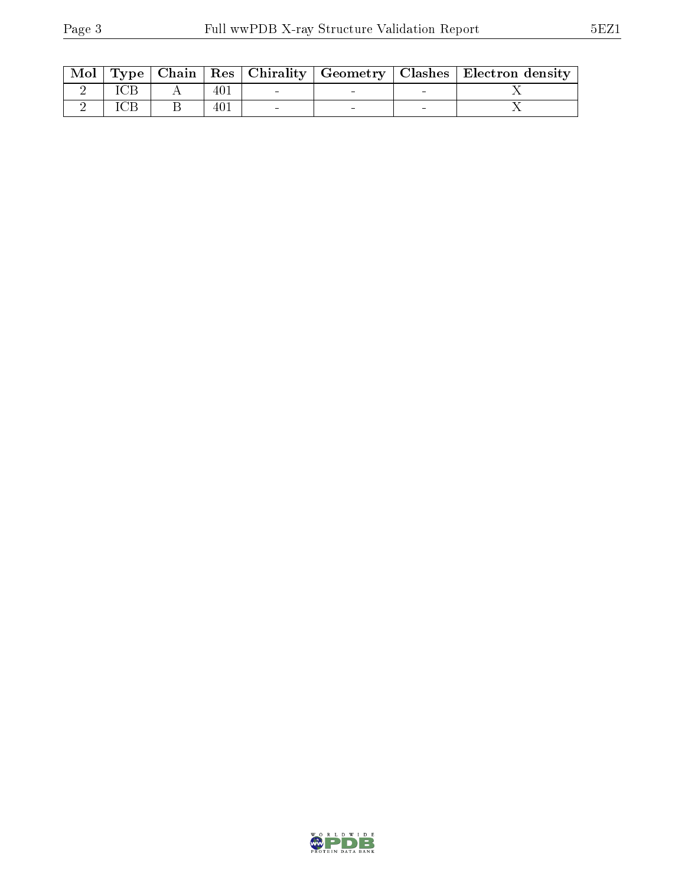| Mol | Type | Chain | Res | Chirality | Geometry | Clashes | Electron density |
|---|---|---|---|---|---|---|---|
| 2 | ICB | A | 401 | - | - | - | X |
| 2 | ICB | B | 401 | - | - | - | X |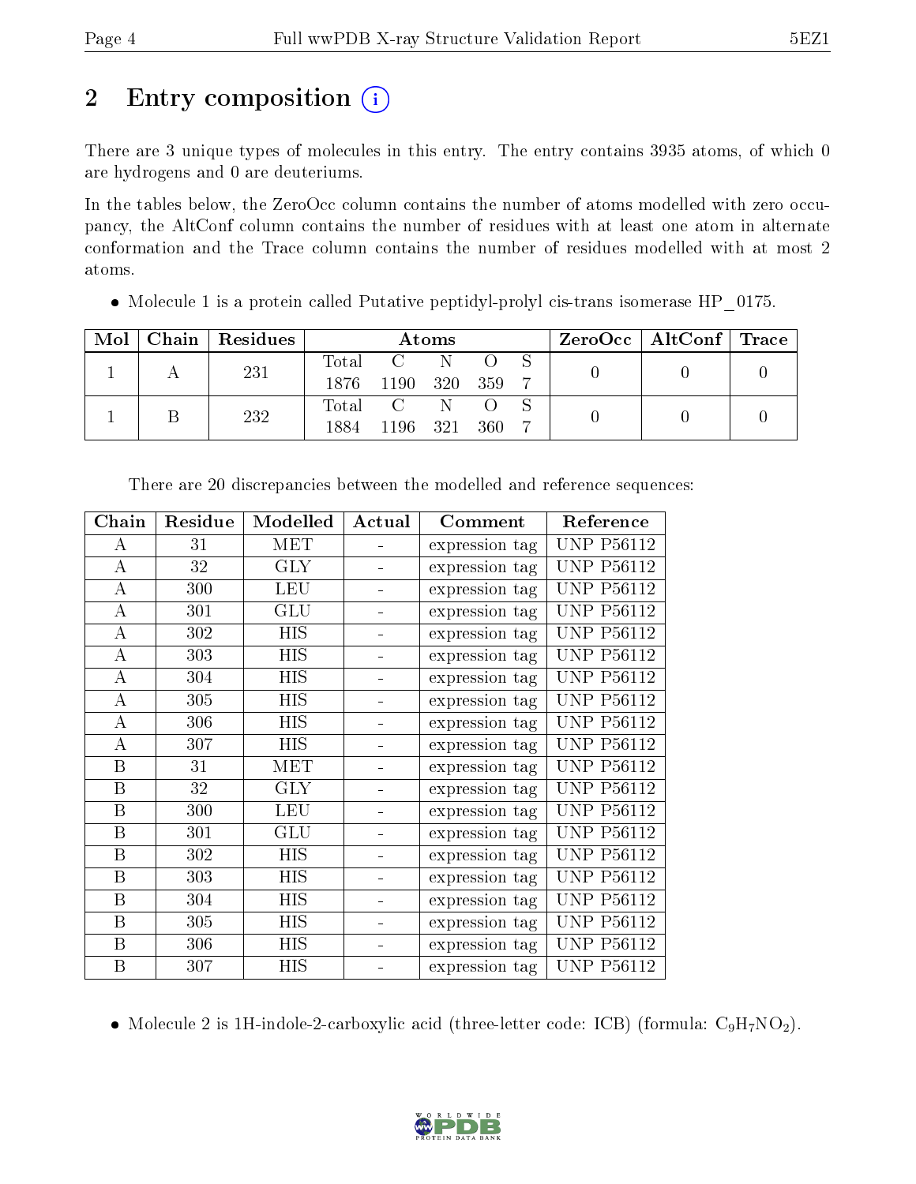# 2 Entry composition

There are 3 unique types of molecules in this entry. The entry contains 3935 atoms, of which 0 are hydrogens and 0 are deuteriums.

In the tables below, the ZeroOcc column contains the number of atoms modelled with zero occupancy, the AltConf column contains the number of residues with at least one atom in alternate conformation and the Trace column contains the number of residues modelled with at most 2 atoms.

- Molecule 1 is a protein called Putative peptidyl-prolyl cis-trans isomerase HP_0175.

| Mol | Chain | Residues | Atoms | | | | | ZeroOcc | AltConf | Trace |
|---|---|---|---|---|---|---|---|---|---|---|
| 1 | A | 231 | Total 1876 | C 1190 | N 320 | O 359 | S 7 | 0 | 0 | 0 |
| 1 | B | 232 | Total 1884 | C 1196 | N 321 | O 360 | S 7 | 0 | 0 | 0 |

There are 20 discrepancies between the modelled and reference sequences:

| Chain | Residue | Modelled | Actual | Comment | Reference |
|---|---|---|---|---|---|
| A | 31 | MET | - | expression tag | UNP P56112 |
| A | 32 | GLY | - | expression tag | UNP P56112 |
| A | 300 | LEU | - | expression tag | UNP P56112 |
| A | 301 | GLU | - | expression tag | UNP P56112 |
| A | 302 | HIS | - | expression tag | UNP P56112 |
| A | 303 | HIS | - | expression tag | UNP P56112 |
| A | 304 | HIS | - | expression tag | UNP P56112 |
| A | 305 | HIS | - | expression tag | UNP P56112 |
| A | 306 | HIS | - | expression tag | UNP P56112 |
| A | 307 | HIS | - | expression tag | UNP P56112 |
| B | 31 | MET | - | expression tag | UNP P56112 |
| B | 32 | GLY | - | expression tag | UNP P56112 |
| B | 300 | LEU | - | expression tag | UNP P56112 |
| B | 301 | GLU | - | expression tag | UNP P56112 |
| B | 302 | HIS | - | expression tag | UNP P56112 |
| B | 303 | HIS | - | expression tag | UNP P56112 |
| B | 304 | HIS | - | expression tag | UNP P56112 |
| B | 305 | HIS | - | expression tag | UNP P56112 |
| B | 306 | HIS | - | expression tag | UNP P56112 |
| B | 307 | HIS | - | expression tag | UNP P56112 |

- Molecule 2 is 1H-indole-2-carboxylic acid (three-letter code: ICB) (formula: $C_9H_7NO_2$).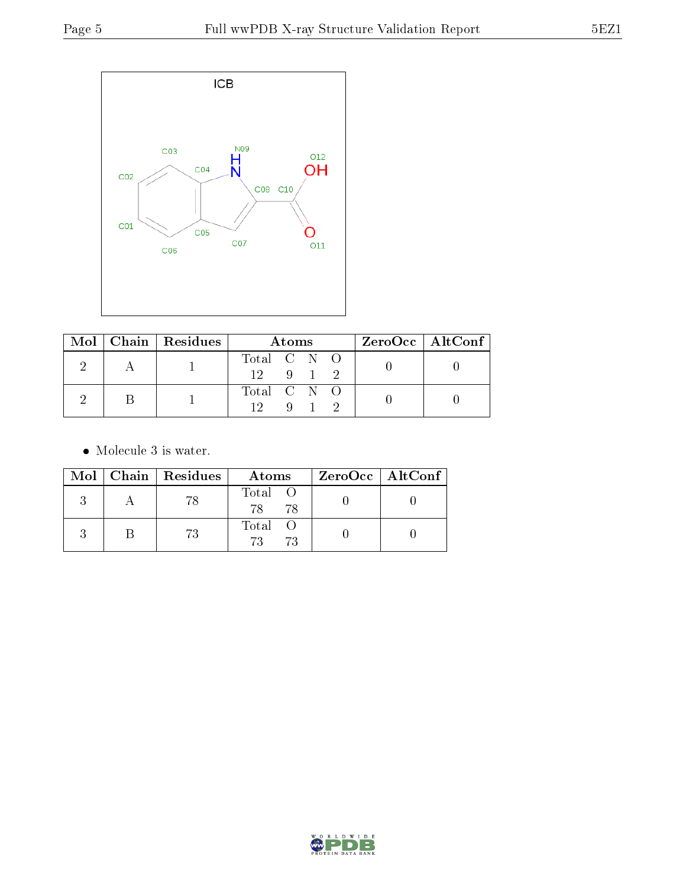ICB

| Mol | Chain | Residues | Atoms | ZeroOcc | AltConf |
|---|---|---|---|---|---|
| 2 | A | 1 | Total C N O<br>12 9 1 2 | 0 | 0 |
| 2 | B | 1 | Total C N O<br>12 9 1 2 | 0 | 0 |

- Molecule 3 is water.

| Mol | Chain | Residues | Atoms | ZeroOcc | AltConf |
|---|---|---|---|---|---|
| 3 | A | 78 | Total O<br>78 78 | 0 | 0 |
| 3 | B | 73 | Total O<br>73 73 | 0 | 0 |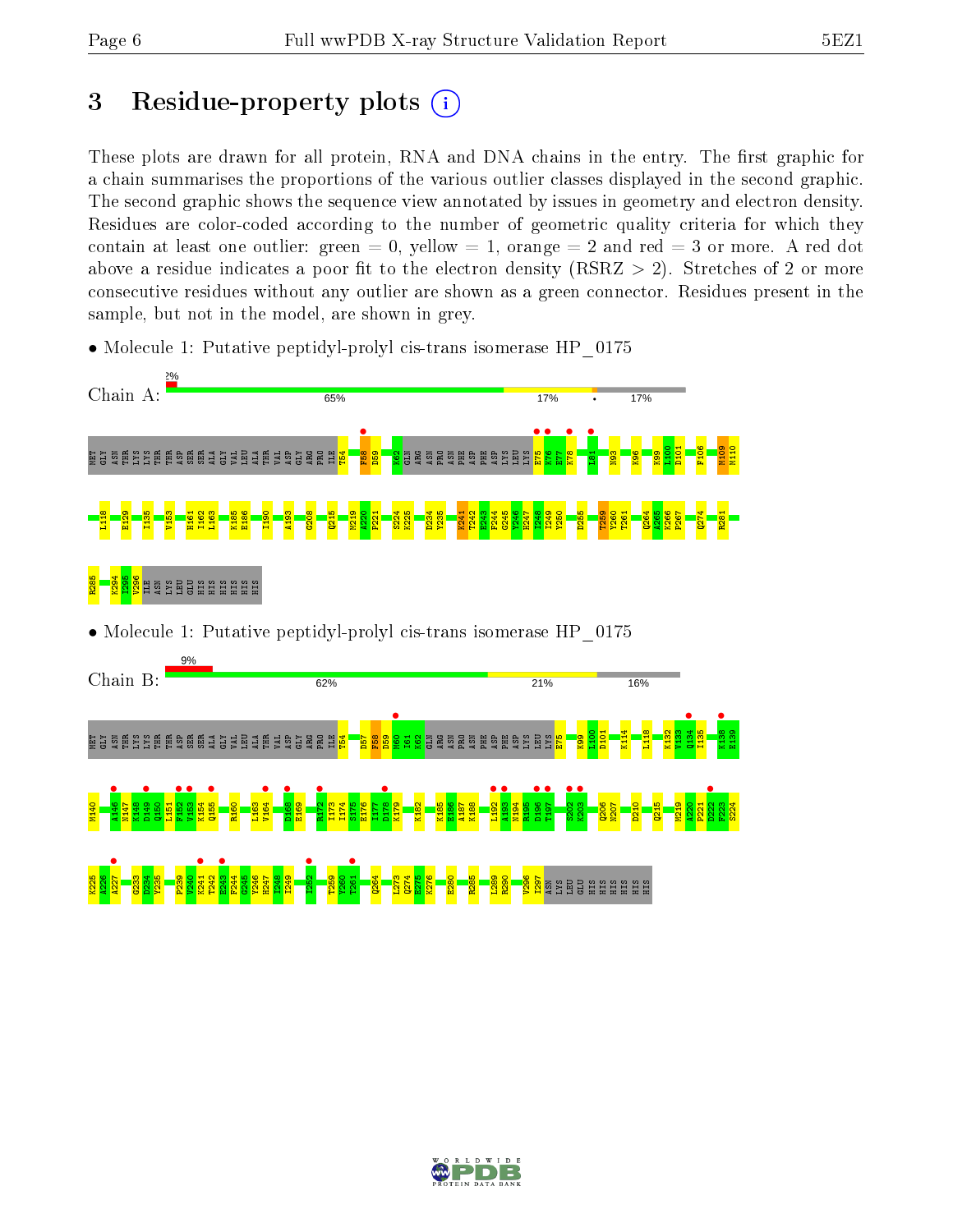# 3 Residue-property plots

These plots are drawn for all protein, RNA and DNA chains in the entry. The first graphic for a chain summarises the proportions of the various outlier classes displayed in the second graphic. The second graphic shows the sequence view annotated by issues in geometry and electron density. Residues are color-coded according to the number of geometric quality criteria for which they contain at least one outlier: green = 0, yellow = 1, orange = 2 and red = 3 or more. A red dot above a residue indicates a poor fit to the electron density (RSRZ > 2). Stretches of 2 or more consecutive residues without any outlier are shown as a green connector. Residues present in the sample, but not in the model, are shown in grey.

- Molecule 1: Putative peptidyl-prolyl cis-trans isomerase HP_0175

Chain A: 2% | 65% | 17% | • | 17%

MET GLY ASN THR LYS LYS THR THR ASP SER SER ALA GLY VAL LEU ALA THR VAL ASP GLY ARG PRO ILE T54 F58 D59 K62 GLN ARG ASN PRO ASN PHE ASP PHE ASP LYS LEU LYS E75 K76 E77 K78 L81 N93 K96 K99 L100 D101 F106 M109 M110 L118 E129 I135 V153 N161 I162 L163 K185 E186 I190 A193 G208 Q215 M219 A220 P221 S224 K225 D234 Y235 K241 T242 E243 F244 G245 Y246 H247 I248 I249 Y250 D255 T259 Y260 T261 Q264 K265 K266 F267 Q274 R281 R285 K294 I295 V296 ILE ASN LYS LEU GLU HIS HIS HIS HIS HIS HIS

- Molecule 1: Putative peptidyl-prolyl cis-trans isomerase HP_0175

Chain B: 9% | 62% | 21% | 16%

MET GLY ASN THR LYS LYS THR THR ASP SER SER ALA GLY VAL LEU ALA THR VAL ASP GLY ARG PRO ILE T54 D57 F58 D59 M60 I61 K62 GLN ARG ASN PRO ASN PHE ASP PHE ASP LYS LEU LYS E75 K99 L100 D101 K114 L118 K132 V133 Q134 I135 K138 E139 M140 A146 N147 K148 D149 Q150 L151 F152 V153 K154 Q155 R160 L163 V164 D168 E169 R172 I173 I174 S175 E176 I177 D178 K179 K182 K185 E186 A187 K188 L192 A193 N194 R195 D196 T197 S202 K203 Q206 N207 D210 Q215 M219 A220 P221 D222 F223 S224 K225 A226 A227 G233 D234 Y235 P239 V240 K241 T242 E243 F244 G245 Y246 H247 I248 I249 I252 T259 Y260 T261 Q264 L273 Q274 E275 K276 E280 R285 L289 R290 V296 I297 ASN LYS LEU GLU HIS HIS HIS HIS HIS HIS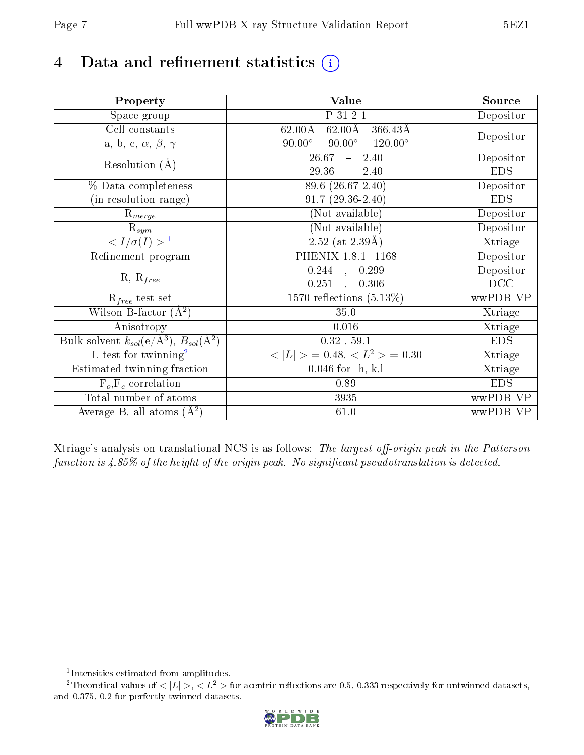# 4 Data and refinement statistics

| Property | Value | Source |
|---|---|---|
| Space group | P 31 2 1 | Depositor |
| Cell constants<br>a, b, c, $\alpha$, $\beta$, $\gamma$ | 62.00Å 62.00Å 366.43Å<br>90.00° 90.00° 120.00° | Depositor |
| Resolution (Å) | 26.67 – 2.40<br>29.36 – 2.40 | Depositor<br>EDS |
| % Data completeness<br>(in resolution range) | 89.6 (26.67-2.40)<br>91.7 (29.36-2.40) | Depositor<br>EDS |
| $R_{merge}$ | (Not available) | Depositor |
| $R_{sym}$ | (Not available) | Depositor |
| $< I/\sigma(I) >$ [1] | 2.52 (at 2.39Å) | Xtriage |
| Refinement program | PHENIX 1.8.1_1168 | Depositor |
| R, $R_{free}$ | 0.244 , 0.299<br>0.251 , 0.306 | Depositor<br>DCC |
| $R_{free}$ test set | 1570 reflections (5.13%) | wwPDB-VP |
| Wilson B-factor (Å$^2$) | 35.0 | Xtriage |
| Anisotropy | 0.016 | Xtriage |
| Bulk solvent $k_{sol}$(e/Å$^3$), $B_{sol}$(Å$^2$) | 0.32 , 59.1 | EDS |
| L-test for twinning[2] | $< \|L\| >$ = 0.48, $< L^2 >$ = 0.30 | Xtriage |
| Estimated twinning fraction | 0.046 for -h,-k,l | Xtriage |
| $F_o$,$F_c$ correlation | 0.89 | EDS |
| Total number of atoms | 3935 | wwPDB-VP |
| Average B, all atoms (Å$^2$) | 61.0 | wwPDB-VP |

Xtriage's analysis on translational NCS is as follows: *The largest off-origin peak in the Patterson function is 4.85% of the height of the origin peak. No significant pseudotranslation is detected.*

[1] Intensities estimated from amplitudes.

[2] Theoretical values of $< |L| >$, $< L^2 >$ for acentric reflections are 0.5, 0.333 respectively for untwinned datasets, and 0.375, 0.2 for perfectly twinned datasets.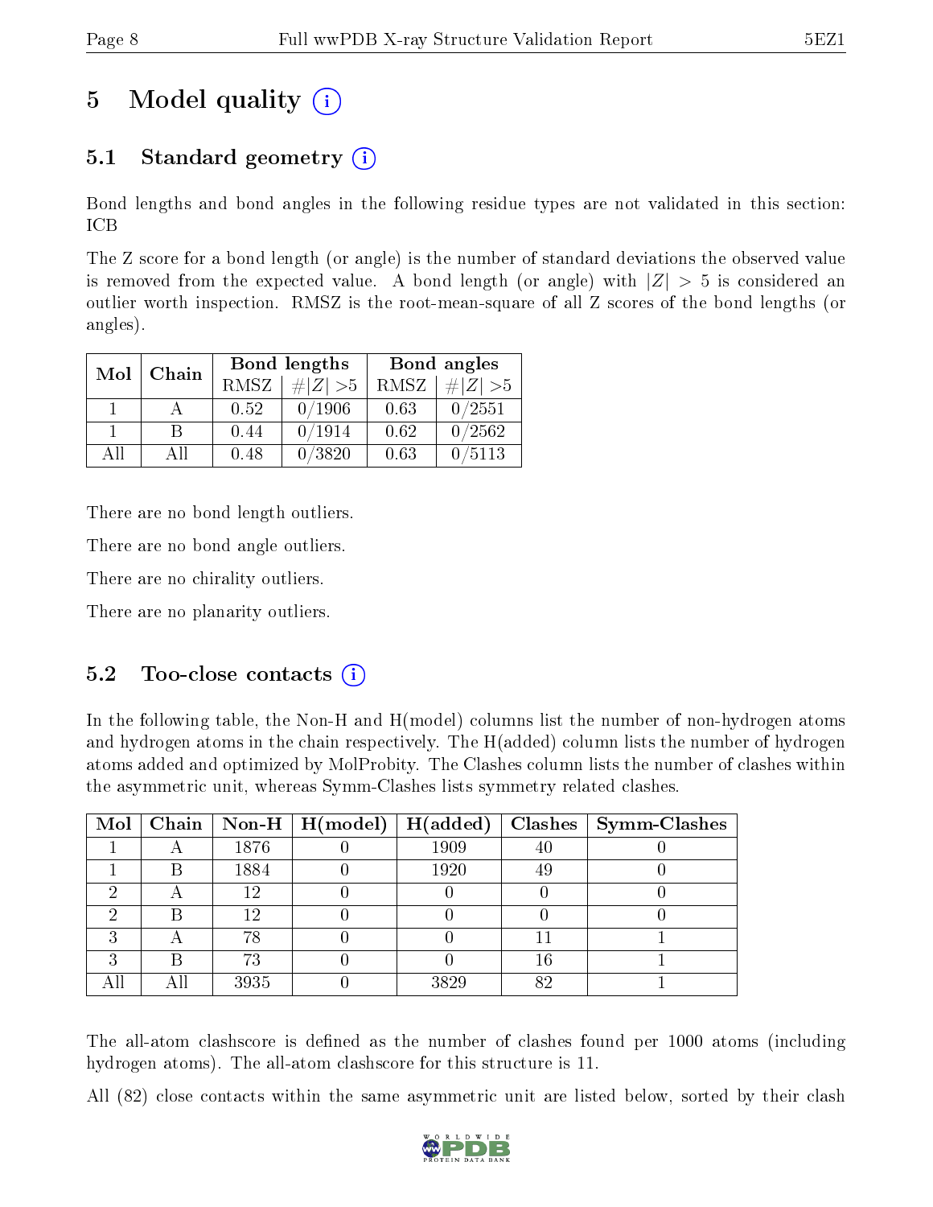# 5 Model quality

## 5.1 Standard geometry

Bond lengths and bond angles in the following residue types are not validated in this section: ICB

The Z score for a bond length (or angle) is the number of standard deviations the observed value is removed from the expected value. A bond length (or angle) with $|Z| > 5$ is considered an outlier worth inspection. RMSZ is the root-mean-square of all Z scores of the bond lengths (or angles).

| Mol | Chain | Bond lengths | | Bond angles | |
|---|---|---|---|---|---|
| | | RMSZ | $\#\|Z\| > 5$ | RMSZ | $\#\|Z\| > 5$ |
| 1 | A | 0.52 | 0/1906 | 0.63 | 0/2551 |
| 1 | B | 0.44 | 0/1914 | 0.62 | 0/2562 |
| All | All | 0.48 | 0/3820 | 0.63 | 0/5113 |

There are no bond length outliers.

There are no bond angle outliers.

There are no chirality outliers.

There are no planarity outliers.

## 5.2 Too-close contacts

In the following table, the Non-H and H(model) columns list the number of non-hydrogen atoms and hydrogen atoms in the chain respectively. The H(added) column lists the number of hydrogen atoms added and optimized by MolProbity. The Clashes column lists the number of clashes within the asymmetric unit, whereas Symm-Clashes lists symmetry related clashes.

| Mol | Chain | Non-H | H(model) | H(added) | Clashes | Symm-Clashes |
|---|---|---|---|---|---|---|
| 1 | A | 1876 | 0 | 1909 | 40 | 0 |
| 1 | B | 1884 | 0 | 1920 | 49 | 0 |
| 2 | A | 12 | 0 | 0 | 0 | 0 |
| 2 | B | 12 | 0 | 0 | 0 | 0 |
| 3 | A | 78 | 0 | 0 | 11 | 1 |
| 3 | B | 73 | 0 | 0 | 16 | 1 |
| All | All | 3935 | 0 | 3829 | 82 | 1 |

The all-atom clashscore is defined as the number of clashes found per 1000 atoms (including hydrogen atoms). The all-atom clashscore for this structure is 11.

All (82) close contacts within the same asymmetric unit are listed below, sorted by their clash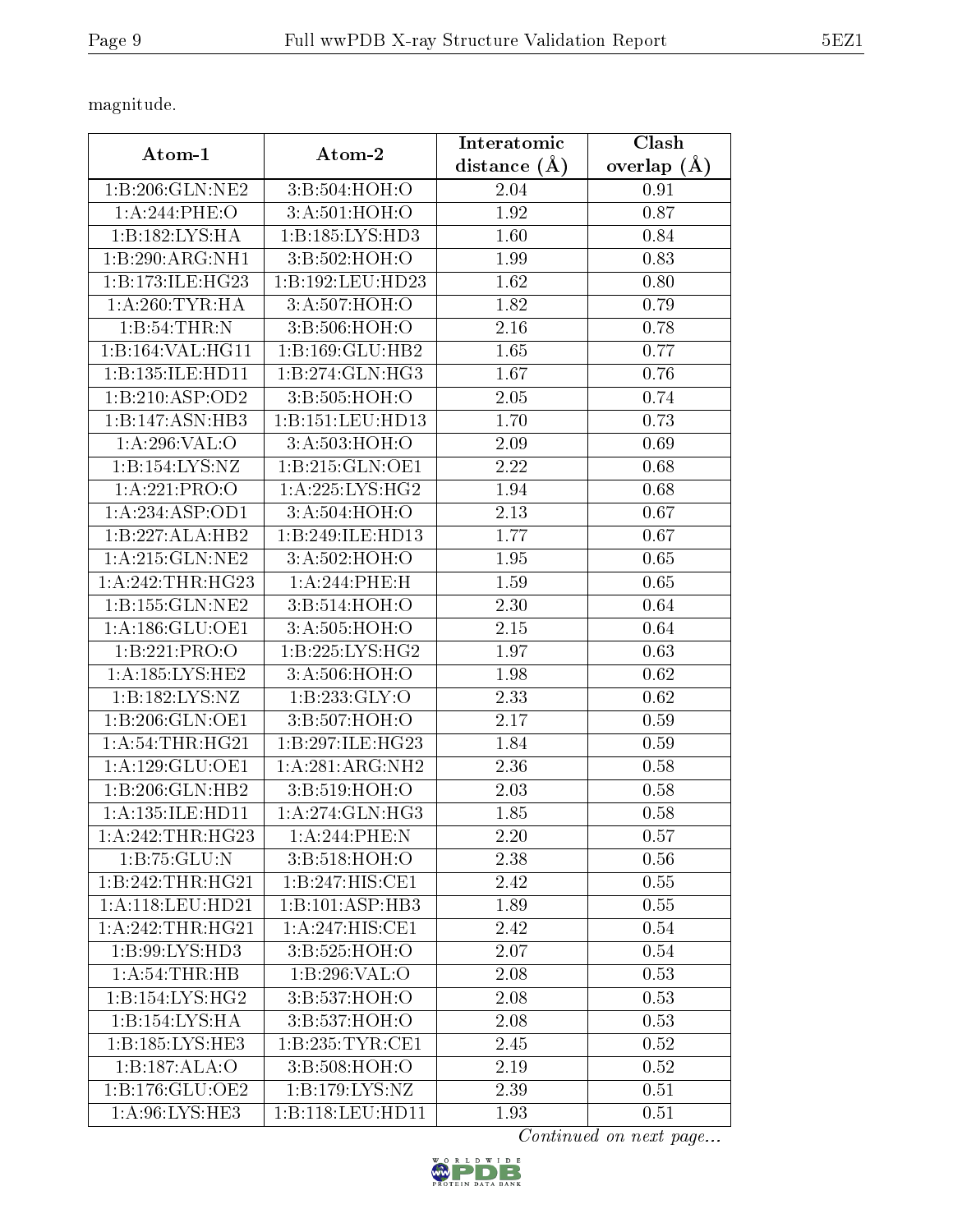magnitude.

| Atom-1 | Atom-2 | Interatomic distance (Å) | Clash overlap (Å) |
|---|---|---|---|
| 1:B:206:GLN:NE2 | 3:B:504:HOH:O | 2.04 | 0.91 |
| 1:A:244:PHE:O | 3:A:501:HOH:O | 1.92 | 0.87 |
| 1:B:182:LYS:HA | 1:B:185:LYS:HD3 | 1.60 | 0.84 |
| 1:B:290:ARG:NH1 | 3:B:502:HOH:O | 1.99 | 0.83 |
| 1:B:173:ILE:HG23 | 1:B:192:LEU:HD23 | 1.62 | 0.80 |
| 1:A:260:TYR:HA | 3:A:507:HOH:O | 1.82 | 0.79 |
| 1:B:54:THR:N | 3:B:506:HOH:O | 2.16 | 0.78 |
| 1:B:164:VAL:HG11 | 1:B:169:GLU:HB2 | 1.65 | 0.77 |
| 1:B:135:ILE:HD11 | 1:B:274:GLN:HG3 | 1.67 | 0.76 |
| 1:B:210:ASP:OD2 | 3:B:505:HOH:O | 2.05 | 0.74 |
| 1:B:147:ASN:HB3 | 1:B:151:LEU:HD13 | 1.70 | 0.73 |
| 1:A:296:VAL:O | 3:A:503:HOH:O | 2.09 | 0.69 |
| 1:B:154:LYS:NZ | 1:B:215:GLN:OE1 | 2.22 | 0.68 |
| 1:A:221:PRO:O | 1:A:225:LYS:HG2 | 1.94 | 0.68 |
| 1:A:234:ASP:OD1 | 3:A:504:HOH:O | 2.13 | 0.67 |
| 1:B:227:ALA:HB2 | 1:B:249:ILE:HD13 | 1.77 | 0.67 |
| 1:A:215:GLN:NE2 | 3:A:502:HOH:O | 1.95 | 0.65 |
| 1:A:242:THR:HG23 | 1:A:244:PHE:H | 1.59 | 0.65 |
| 1:B:155:GLN:NE2 | 3:B:514:HOH:O | 2.30 | 0.64 |
| 1:A:186:GLU:OE1 | 3:A:505:HOH:O | 2.15 | 0.64 |
| 1:B:221:PRO:O | 1:B:225:LYS:HG2 | 1.97 | 0.63 |
| 1:A:185:LYS:HE2 | 3:A:506:HOH:O | 1.98 | 0.62 |
| 1:B:182:LYS:NZ | 1:B:233:GLY:O | 2.33 | 0.62 |
| 1:B:206:GLN:OE1 | 3:B:507:HOH:O | 2.17 | 0.59 |
| 1:A:54:THR:HG21 | 1:B:297:ILE:HG23 | 1.84 | 0.59 |
| 1:A:129:GLU:OE1 | 1:A:281:ARG:NH2 | 2.36 | 0.58 |
| 1:B:206:GLN:HB2 | 3:B:519:HOH:O | 2.03 | 0.58 |
| 1:A:135:ILE:HD11 | 1:A:274:GLN:HG3 | 1.85 | 0.58 |
| 1:A:242:THR:HG23 | 1:A:244:PHE:N | 2.20 | 0.57 |
| 1:B:75:GLU:N | 3:B:518:HOH:O | 2.38 | 0.56 |
| 1:B:242:THR:HG21 | 1:B:247:HIS:CE1 | 2.42 | 0.55 |
| 1:A:118:LEU:HD21 | 1:B:101:ASP:HB3 | 1.89 | 0.55 |
| 1:A:242:THR:HG21 | 1:A:247:HIS:CE1 | 2.42 | 0.54 |
| 1:B:99:LYS:HD3 | 3:B:525:HOH:O | 2.07 | 0.54 |
| 1:A:54:THR:HB | 1:B:296:VAL:O | 2.08 | 0.53 |
| 1:B:154:LYS:HG2 | 3:B:537:HOH:O | 2.08 | 0.53 |
| 1:B:154:LYS:HA | 3:B:537:HOH:O | 2.08 | 0.53 |
| 1:B:185:LYS:HE3 | 1:B:235:TYR:CE1 | 2.45 | 0.52 |
| 1:B:187:ALA:O | 3:B:508:HOH:O | 2.19 | 0.52 |
| 1:B:176:GLU:OE2 | 1:B:179:LYS:NZ | 2.39 | 0.51 |
| 1:A:96:LYS:HE3 | 1:B:118:LEU:HD11 | 1.93 | 0.51 |

*Continued on next page...*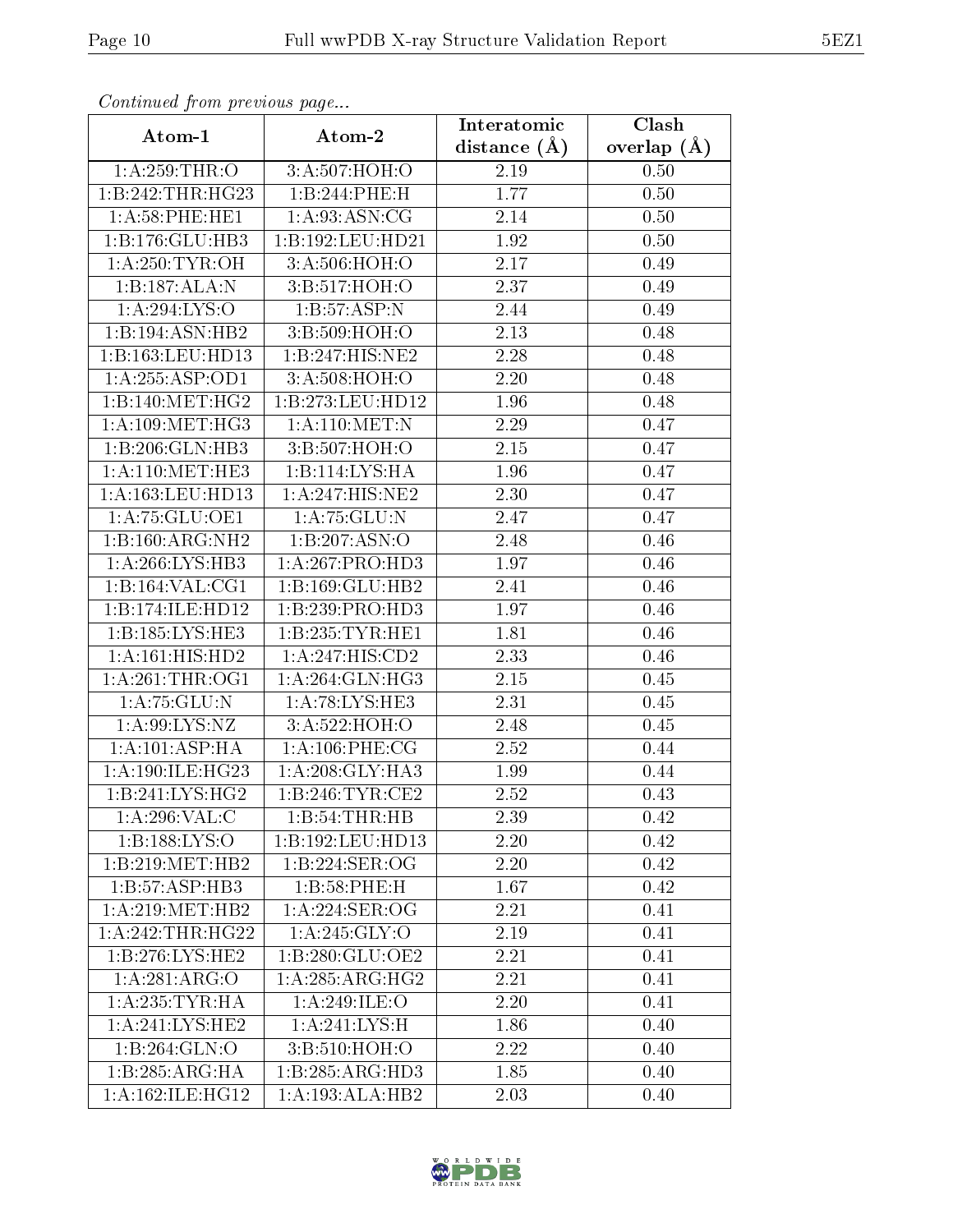*Continued from previous page...*

| Atom-1 | Atom-2 | Interatomic distance (Å) | Clash overlap (Å) |
|---|---|---|---|
| 1:A:259:THR:O | 3:A:507:HOH:O | 2.19 | 0.50 |
| 1:B:242:THR:HG23 | 1:B:244:PHE:H | 1.77 | 0.50 |
| 1:A:58:PHE:HE1 | 1:A:93:ASN:CG | 2.14 | 0.50 |
| 1:B:176:GLU:HB3 | 1:B:192:LEU:HD21 | 1.92 | 0.50 |
| 1:A:250:TYR:OH | 3:A:506:HOH:O | 2.17 | 0.49 |
| 1:B:187:ALA:N | 3:B:517:HOH:O | 2.37 | 0.49 |
| 1:A:294:LYS:O | 1:B:57:ASP:N | 2.44 | 0.49 |
| 1:B:194:ASN:HB2 | 3:B:509:HOH:O | 2.13 | 0.48 |
| 1:B:163:LEU:HD13 | 1:B:247:HIS:NE2 | 2.28 | 0.48 |
| 1:A:255:ASP:OD1 | 3:A:508:HOH:O | 2.20 | 0.48 |
| 1:B:140:MET:HG2 | 1:B:273:LEU:HD12 | 1.96 | 0.48 |
| 1:A:109:MET:HG3 | 1:A:110:MET:N | 2.29 | 0.47 |
| 1:B:206:GLN:HB3 | 3:B:507:HOH:O | 2.15 | 0.47 |
| 1:A:110:MET:HE3 | 1:B:114:LYS:HA | 1.96 | 0.47 |
| 1:A:163:LEU:HD13 | 1:A:247:HIS:NE2 | 2.30 | 0.47 |
| 1:A:75:GLU:OE1 | 1:A:75:GLU:N | 2.47 | 0.47 |
| 1:B:160:ARG:NH2 | 1:B:207:ASN:O | 2.48 | 0.46 |
| 1:A:266:LYS:HB3 | 1:A:267:PRO:HD3 | 1.97 | 0.46 |
| 1:B:164:VAL:CG1 | 1:B:169:GLU:HB2 | 2.41 | 0.46 |
| 1:B:174:ILE:HD12 | 1:B:239:PRO:HD3 | 1.97 | 0.46 |
| 1:B:185:LYS:HE3 | 1:B:235:TYR:HE1 | 1.81 | 0.46 |
| 1:A:161:HIS:HD2 | 1:A:247:HIS:CD2 | 2.33 | 0.46 |
| 1:A:261:THR:OG1 | 1:A:264:GLN:HG3 | 2.15 | 0.45 |
| 1:A:75:GLU:N | 1:A:78:LYS:HE3 | 2.31 | 0.45 |
| 1:A:99:LYS:NZ | 3:A:522:HOH:O | 2.48 | 0.45 |
| 1:A:101:ASP:HA | 1:A:106:PHE:CG | 2.52 | 0.44 |
| 1:A:190:ILE:HG23 | 1:A:208:GLY:HA3 | 1.99 | 0.44 |
| 1:B:241:LYS:HG2 | 1:B:246:TYR:CE2 | 2.52 | 0.43 |
| 1:A:296:VAL:C | 1:B:54:THR:HB | 2.39 | 0.42 |
| 1:B:188:LYS:O | 1:B:192:LEU:HD13 | 2.20 | 0.42 |
| 1:B:219:MET:HB2 | 1:B:224:SER:OG | 2.20 | 0.42 |
| 1:B:57:ASP:HB3 | 1:B:58:PHE:H | 1.67 | 0.42 |
| 1:A:219:MET:HB2 | 1:A:224:SER:OG | 2.21 | 0.41 |
| 1:A:242:THR:HG22 | 1:A:245:GLY:O | 2.19 | 0.41 |
| 1:B:276:LYS:HE2 | 1:B:280:GLU:OE2 | 2.21 | 0.41 |
| 1:A:281:ARG:O | 1:A:285:ARG:HG2 | 2.21 | 0.41 |
| 1:A:235:TYR:HA | 1:A:249:ILE:O | 2.20 | 0.41 |
| 1:A:241:LYS:HE2 | 1:A:241:LYS:H | 1.86 | 0.40 |
| 1:B:264:GLN:O | 3:B:510:HOH:O | 2.22 | 0.40 |
| 1:B:285:ARG:HA | 1:B:285:ARG:HD3 | 1.85 | 0.40 |
| 1:A:162:ILE:HG12 | 1:A:193:ALA:HB2 | 2.03 | 0.40 |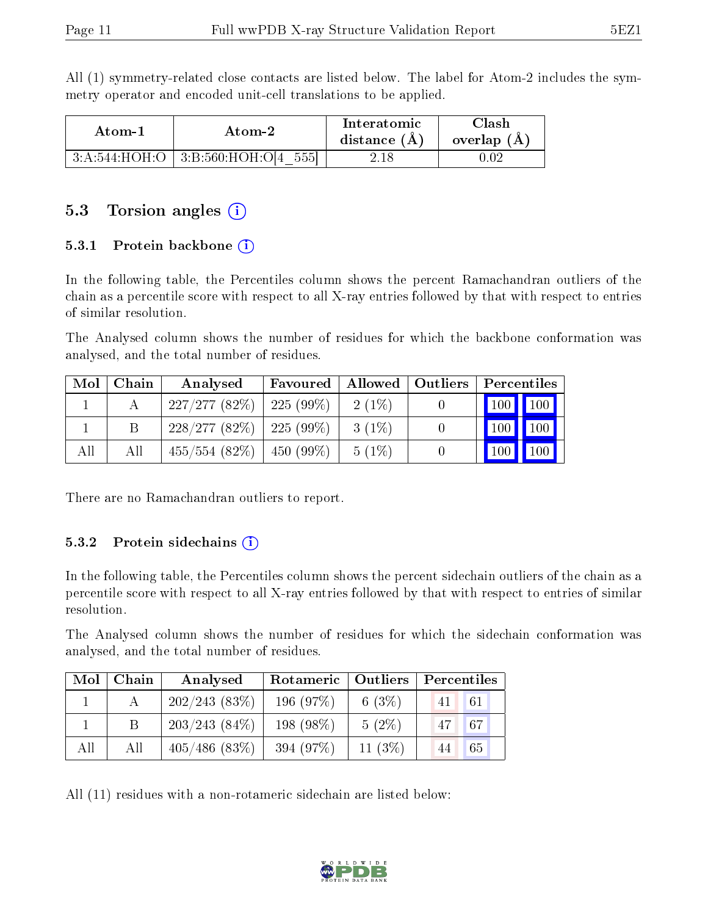All (1) symmetry-related close contacts are listed below. The label for Atom-2 includes the symmetry operator and encoded unit-cell translations to be applied.

| Atom-1 | Atom-2 | Interatomic distance (Å) | Clash overlap (Å) |
|---|---|---|---|
| 3:A:544:HOH:O | 3:B:560:HOH:O[4_555] | 2.18 | 0.02 |

### 5.3 Torsion angles

#### 5.3.1 Protein backbone

In the following table, the Percentiles column shows the percent Ramachandran outliers of the chain as a percentile score with respect to all X-ray entries followed by that with respect to entries of similar resolution.

The Analysed column shows the number of residues for which the backbone conformation was analysed, and the total number of residues.

| Mol | Chain | Analysed | Favoured | Allowed | Outliers | Percentiles | |
|---|---|---|---|---|---|---|---|
| 1 | A | 227/277 (82%) | 225 (99%) | 2 (1%) | 0 | 100 | 100 |
| 1 | B | 228/277 (82%) | 225 (99%) | 3 (1%) | 0 | 100 | 100 |
| All | All | 455/554 (82%) | 450 (99%) | 5 (1%) | 0 | 100 | 100 |

There are no Ramachandran outliers to report.

#### 5.3.2 Protein sidechains

In the following table, the Percentiles column shows the percent sidechain outliers of the chain as a percentile score with respect to all X-ray entries followed by that with respect to entries of similar resolution.

The Analysed column shows the number of residues for which the sidechain conformation was analysed, and the total number of residues.

| Mol | Chain | Analysed | Rotameric | Outliers | Percentiles | |
|---|---|---|---|---|---|---|
| 1 | A | 202/243 (83%) | 196 (97%) | 6 (3%) | 41 | 61 |
| 1 | B | 203/243 (84%) | 198 (98%) | 5 (2%) | 47 | 67 |
| All | All | 405/486 (83%) | 394 (97%) | 11 (3%) | 44 | 65 |

All (11) residues with a non-rotameric sidechain are listed below: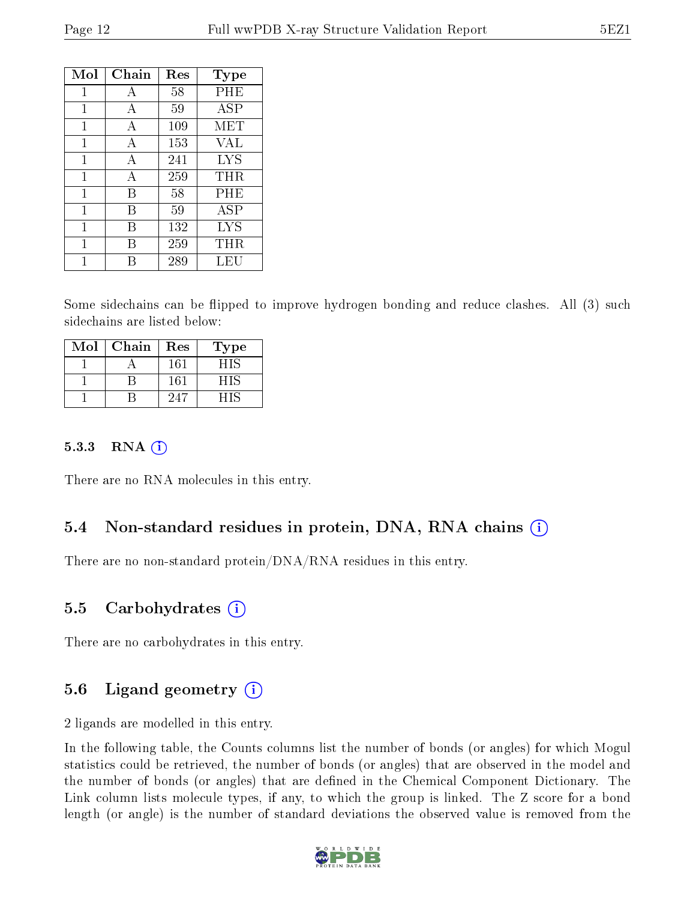| Mol | Chain | Res | Type |
|---|---|---|---|
| 1 | A | 58 | PHE |
| 1 | A | 59 | ASP |
| 1 | A | 109 | MET |
| 1 | A | 153 | VAL |
| 1 | A | 241 | LYS |
| 1 | A | 259 | THR |
| 1 | B | 58 | PHE |
| 1 | B | 59 | ASP |
| 1 | B | 132 | LYS |
| 1 | B | 259 | THR |
| 1 | B | 289 | LEU |

Some sidechains can be flipped to improve hydrogen bonding and reduce clashes. All (3) such sidechains are listed below:

| Mol | Chain | Res | Type |
|---|---|---|---|
| 1 | A | 161 | HIS |
| 1 | B | 161 | HIS |
| 1 | B | 247 | HIS |

### 5.3.3 RNA

There are no RNA molecules in this entry.

## 5.4 Non-standard residues in protein, DNA, RNA chains

There are no non-standard protein/DNA/RNA residues in this entry.

## 5.5 Carbohydrates

There are no carbohydrates in this entry.

## 5.6 Ligand geometry

2 ligands are modelled in this entry.

In the following table, the Counts columns list the number of bonds (or angles) for which Mogul statistics could be retrieved, the number of bonds (or angles) that are observed in the model and the number of bonds (or angles) that are defined in the Chemical Component Dictionary. The Link column lists molecule types, if any, to which the group is linked. The Z score for a bond length (or angle) is the number of standard deviations the observed value is removed from the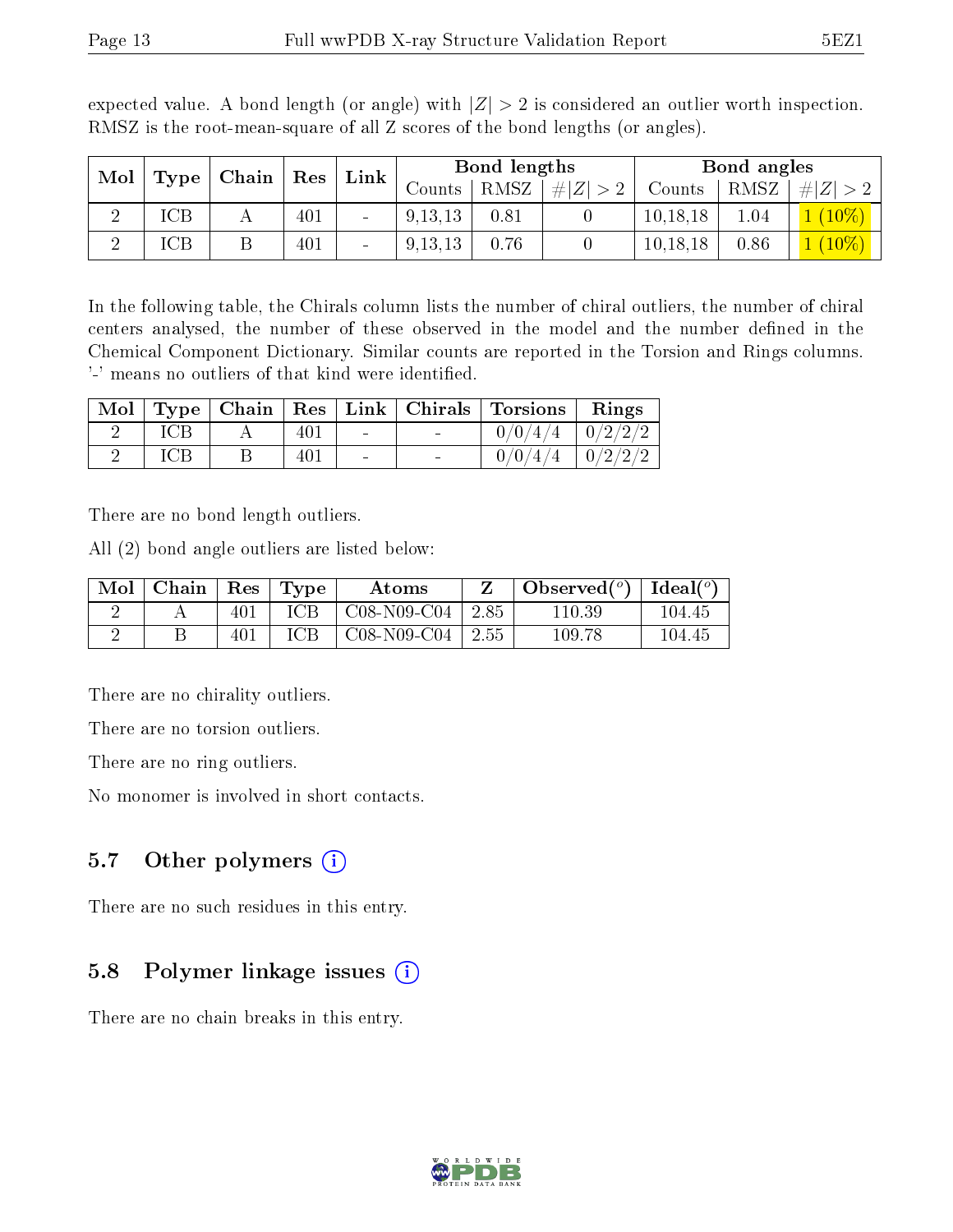expected value. A bond length (or angle) with $|Z| > 2$ is considered an outlier worth inspection. RMSZ is the root-mean-square of all Z scores of the bond lengths (or angles).

| Mol | Type | Chain | Res | Link | Bond lengths | | | Bond angles | | |
|---|---|---|---|---|---|---|---|---|---|---|
| | | | | | Counts | RMSZ | $\#\|Z\| > 2$ | Counts | RMSZ | $\#\|Z\| > 2$ |
| 2 | ICB | A | 401 | - | 9,13,13 | 0.81 | 0 | 10,18,18 | 1.04 | 1 (10%) |
| 2 | ICB | B | 401 | - | 9,13,13 | 0.76 | 0 | 10,18,18 | 0.86 | 1 (10%) |

In the following table, the Chirals column lists the number of chiral outliers, the number of chiral centers analysed, the number of these observed in the model and the number defined in the Chemical Component Dictionary. Similar counts are reported in the Torsion and Rings columns. '-' means no outliers of that kind were identified.

| Mol | Type | Chain | Res | Link | Chirals | Torsions | Rings |
|---|---|---|---|---|---|---|---|
| 2 | ICB | A | 401 | - | - | 0/0/4/4 | 0/2/2/2 |
| 2 | ICB | B | 401 | - | - | 0/0/4/4 | 0/2/2/2 |

There are no bond length outliers.

All (2) bond angle outliers are listed below:

| Mol | Chain | Res | Type | Atoms | Z | Observed(°) | Ideal(°) |
|---|---|---|---|---|---|---|---|
| 2 | A | 401 | ICB | C08-N09-C04 | 2.85 | 110.39 | 104.45 |
| 2 | B | 401 | ICB | C08-N09-C04 | 2.55 | 109.78 | 104.45 |

There are no chirality outliers.

There are no torsion outliers.

There are no ring outliers.

No monomer is involved in short contacts.

## 5.7 Other polymers

There are no such residues in this entry.

## 5.8 Polymer linkage issues

There are no chain breaks in this entry.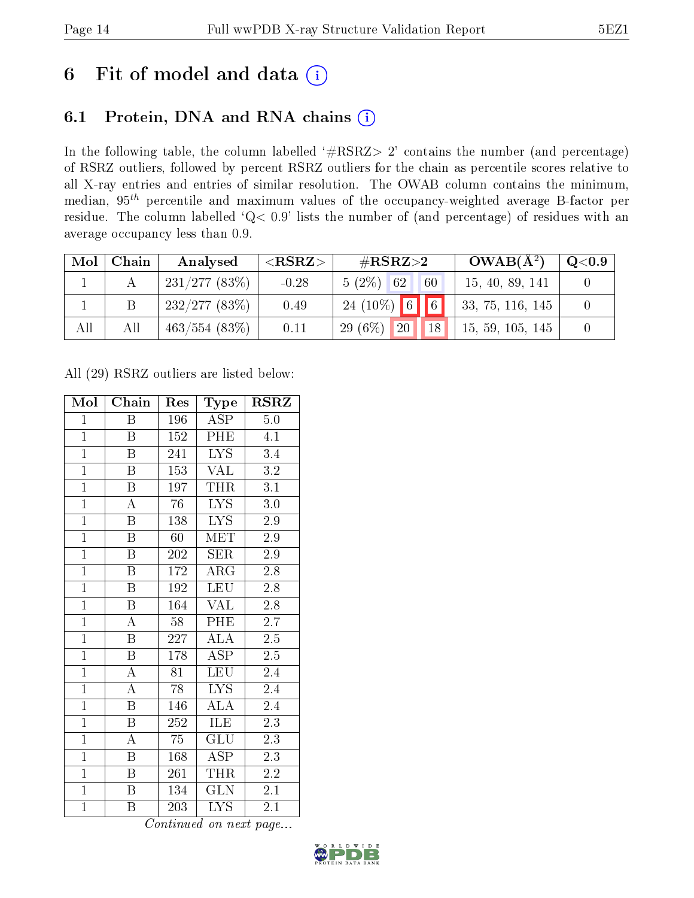# 6 Fit of model and data (i)

## 6.1 Protein, DNA and RNA chains (i)

In the following table, the column labelled '#RSRZ> 2' contains the number (and percentage) of RSRZ outliers, followed by percent RSRZ outliers for the chain as percentile scores relative to all X-ray entries and entries of similar resolution. The OWAB column contains the minimum, median, $95^{th}$ percentile and maximum values of the occupancy-weighted average B-factor per residue. The column labelled 'Q< 0.9' lists the number of (and percentage) of residues with an average occupancy less than 0.9.

| Mol | Chain | Analysed | <RSRZ> | #RSRZ>2 | | | OWAB(Å$^2$) | Q<0.9 |
|---|---|---|---|---|---|---|---|---|
| 1 | A | 231/277 (83%) | -0.28 | 5 (2%) | 62 | 60 | 15, 40, 89, 141 | 0 |
| 1 | B | 232/277 (83%) | 0.49 | 24 (10%) | 6 | 6 | 33, 75, 116, 145 | 0 |
| All | All | 463/554 (83%) | 0.11 | 29 (6%) | 20 | 18 | 15, 59, 105, 145 | 0 |

All (29) RSRZ outliers are listed below:

| Mol | Chain | Res | Type | RSRZ |
|---|---|---|---|---|
| 1 | B | 196 | ASP | 5.0 |
| 1 | B | 152 | PHE | 4.1 |
| 1 | B | 241 | LYS | 3.4 |
| 1 | B | 153 | VAL | 3.2 |
| 1 | B | 197 | THR | 3.1 |
| 1 | A | 76 | LYS | 3.0 |
| 1 | B | 138 | LYS | 2.9 |
| 1 | B | 60 | MET | 2.9 |
| 1 | B | 202 | SER | 2.9 |
| 1 | B | 172 | ARG | 2.8 |
| 1 | B | 192 | LEU | 2.8 |
| 1 | B | 164 | VAL | 2.8 |
| 1 | A | 58 | PHE | 2.7 |
| 1 | B | 227 | ALA | 2.5 |
| 1 | B | 178 | ASP | 2.5 |
| 1 | A | 81 | LEU | 2.4 |
| 1 | A | 78 | LYS | 2.4 |
| 1 | B | 146 | ALA | 2.4 |
| 1 | B | 252 | ILE | 2.3 |
| 1 | A | 75 | GLU | 2.3 |
| 1 | B | 168 | ASP | 2.3 |
| 1 | B | 261 | THR | 2.2 |
| 1 | B | 134 | GLN | 2.1 |
| 1 | B | 203 | LYS | 2.1 |

*Continued on next page...*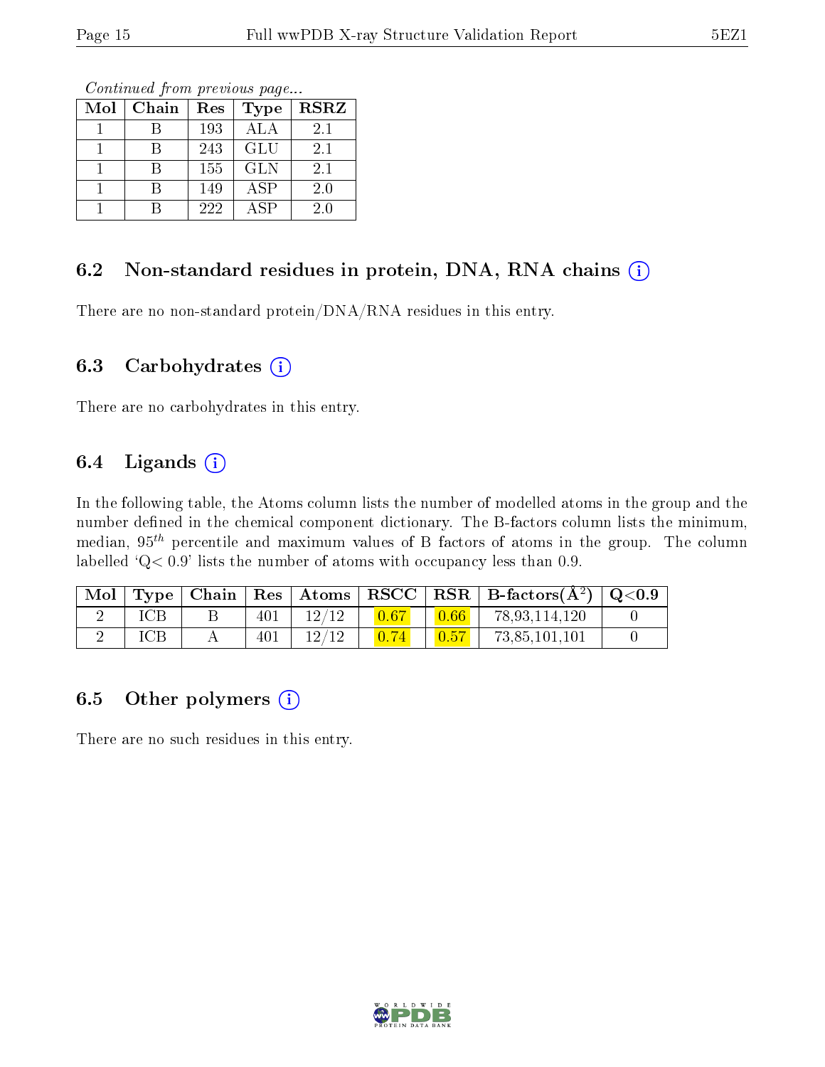*Continued from previous page...*

| Mol | Chain | Res | Type | RSRZ |
|---|---|---|---|---|
| 1 | B | 193 | ALA | 2.1 |
| 1 | B | 243 | GLU | 2.1 |
| 1 | B | 155 | GLN | 2.1 |
| 1 | B | 149 | ASP | 2.0 |
| 1 | B | 222 | ASP | 2.0 |

### 6.2 Non-standard residues in protein, DNA, RNA chains (i)

There are no non-standard protein/DNA/RNA residues in this entry.

### 6.3 Carbohydrates (i)

There are no carbohydrates in this entry.

### 6.4 Ligands (i)

In the following table, the Atoms column lists the number of modelled atoms in the group and the number defined in the chemical component dictionary. The B-factors column lists the minimum, median, $95^{th}$ percentile and maximum values of B factors of atoms in the group. The column labelled 'Q< 0.9' lists the number of atoms with occupancy less than 0.9.

| Mol | Type | Chain | Res | Atoms | RSCC | RSR | B-factors(Å$^2$) | Q<0.9 |
|---|---|---|---|---|---|---|---|---|
| 2 | ICB | B | 401 | 12/12 | 0.67 | 0.66 | 78,93,114,120 | 0 |
| 2 | ICB | A | 401 | 12/12 | 0.74 | 0.57 | 73,85,101,101 | 0 |

### 6.5 Other polymers (i)

There are no such residues in this entry.